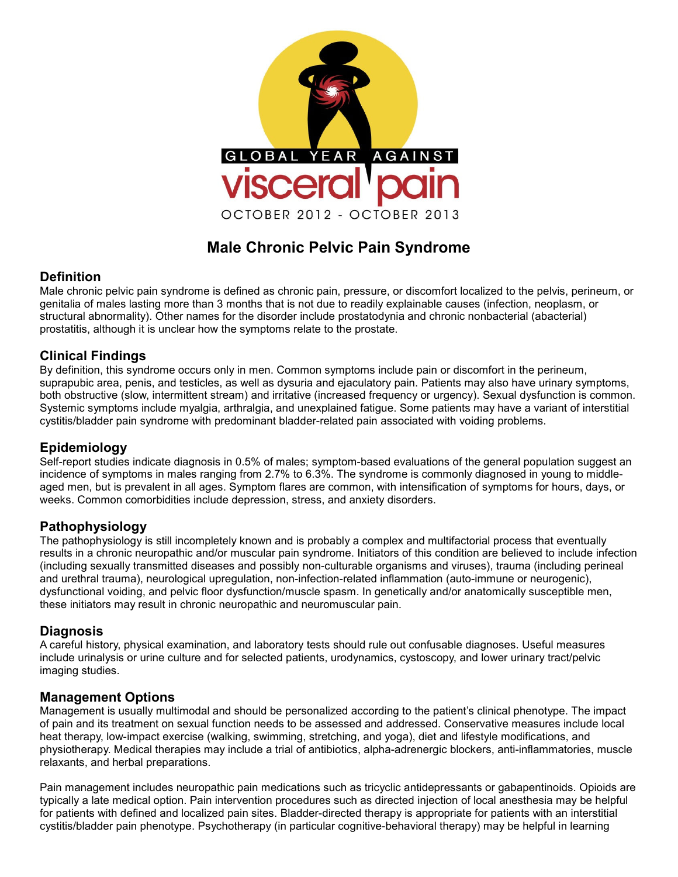GLOBAL YEAR AGAINST visceral pain

OCTOBER 2012 - OCTOBER 2013

# Male Chronic Pelvic Pain Syndrome

## Definition

Male chronic pelvic pain syndrome is defined as chronic pain, pressure, or discomfort localized to the pelvis, perineum, or genitalia of males lasting more than 3 months that is not due to readily explainable causes (infection, neoplasm, or structural abnormality). Other names for the disorder include prostatodynia and chronic nonbacterial (abacterial) prostatitis, although it is unclear how the symptoms relate to the prostate.

## Clinical Findings

By definition, this syndrome occurs only in men. Common symptoms include pain or discomfort in the perineum, suprapubic area, penis, and testicles, as well as dysuria and ejaculatory pain. Patients may also have urinary symptoms, both obstructive (slow, intermittent stream) and irritative (increased frequency or urgency). Sexual dysfunction is common. Systemic symptoms include myalgia, arthralgia, and unexplained fatigue. Some patients may have a variant of interstitial cystitis/bladder pain syndrome with predominant bladder-related pain associated with voiding problems.

## Epidemiology

Self-report studies indicate diagnosis in 0.5% of males; symptom-based evaluations of the general population suggest an incidence of symptoms in males ranging from 2.7% to 6.3%. The syndrome is commonly diagnosed in young to middle-aged men, but is prevalent in all ages. Symptom flares are common, with intensification of symptoms for hours, days, or weeks. Common comorbidities include depression, stress, and anxiety disorders.

## Pathophysiology

The pathophysiology is still incompletely known and is probably a complex and multifactorial process that eventually results in a chronic neuropathic and/or muscular pain syndrome. Initiators of this condition are believed to include infection (including sexually transmitted diseases and possibly non-culturable organisms and viruses), trauma (including perineal and urethral trauma), neurological upregulation, non-infection-related inflammation (auto-immune or neurogenic), dysfunctional voiding, and pelvic floor dysfunction/muscle spasm. In genetically and/or anatomically susceptible men, these initiators may result in chronic neuropathic and neuromuscular pain.

## Diagnosis

A careful history, physical examination, and laboratory tests should rule out confusable diagnoses. Useful measures include urinalysis or urine culture and for selected patients, urodynamics, cystoscopy, and lower urinary tract/pelvic imaging studies.

## Management Options

Management is usually multimodal and should be personalized according to the patient's clinical phenotype. The impact of pain and its treatment on sexual function needs to be assessed and addressed. Conservative measures include local heat therapy, low-impact exercise (walking, swimming, stretching, and yoga), diet and lifestyle modifications, and physiotherapy. Medical therapies may include a trial of antibiotics, alpha-adrenergic blockers, anti-inflammatories, muscle relaxants, and herbal preparations.

Pain management includes neuropathic pain medications such as tricyclic antidepressants or gabapentinoids. Opioids are typically a late medical option. Pain intervention procedures such as directed injection of local anesthesia may be helpful for patients with defined and localized pain sites. Bladder-directed therapy is appropriate for patients with an interstitial cystitis/bladder pain phenotype. Psychotherapy (in particular cognitive-behavioral therapy) may be helpful in learning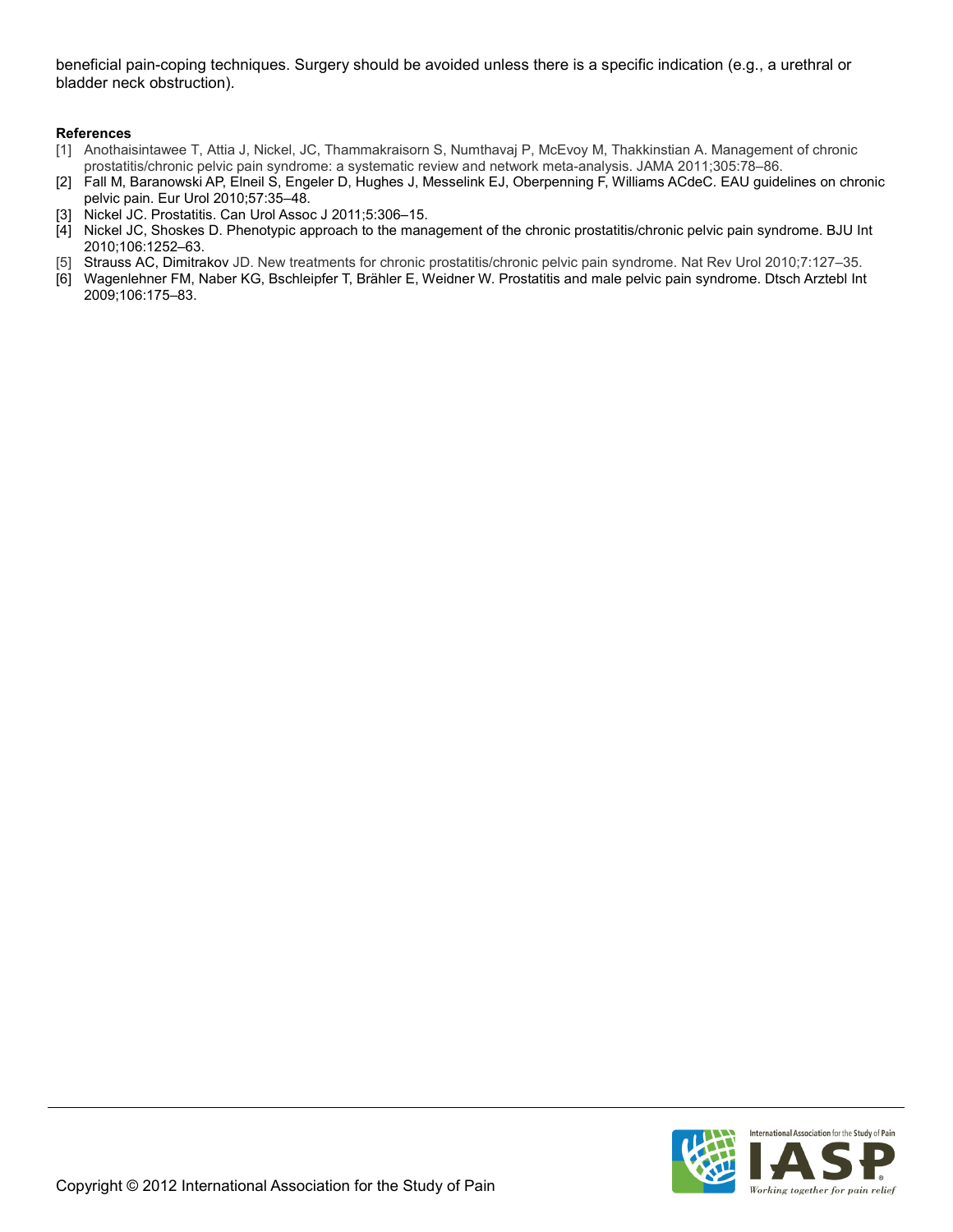beneficial pain-coping techniques. Surgery should be avoided unless there is a specific indication (e.g., a urethral or bladder neck obstruction).

**References**

[1] Anothaisintawee T, Attia J, Nickel, JC, Thammakraisorn S, Numthavaj P, McEvoy M, Thakkinstian A. Management of chronic prostatitis/chronic pelvic pain syndrome: a systematic review and network meta-analysis. JAMA 2011;305:78–86.

[2] Fall M, Baranowski AP, Elneil S, Engeler D, Hughes J, Messelink EJ, Oberpenning F, Williams ACdeC. EAU guidelines on chronic pelvic pain. Eur Urol 2010;57:35–48.

[3] Nickel JC. Prostatitis. Can Urol Assoc J 2011;5:306–15.

[4] Nickel JC, Shoskes D. Phenotypic approach to the management of the chronic prostatitis/chronic pelvic pain syndrome. BJU Int 2010;106:1252–63.

[5] Strauss AC, Dimitrakov JD. New treatments for chronic prostatitis/chronic pelvic pain syndrome. Nat Rev Urol 2010;7:127–35.

[6] Wagenlehner FM, Naber KG, Bschleipfer T, Brähler E, Weidner W. Prostatitis and male pelvic pain syndrome. Dtsch Arztebl Int 2009;106:175–83.

Copyright © 2012 International Association for the Study of Pain